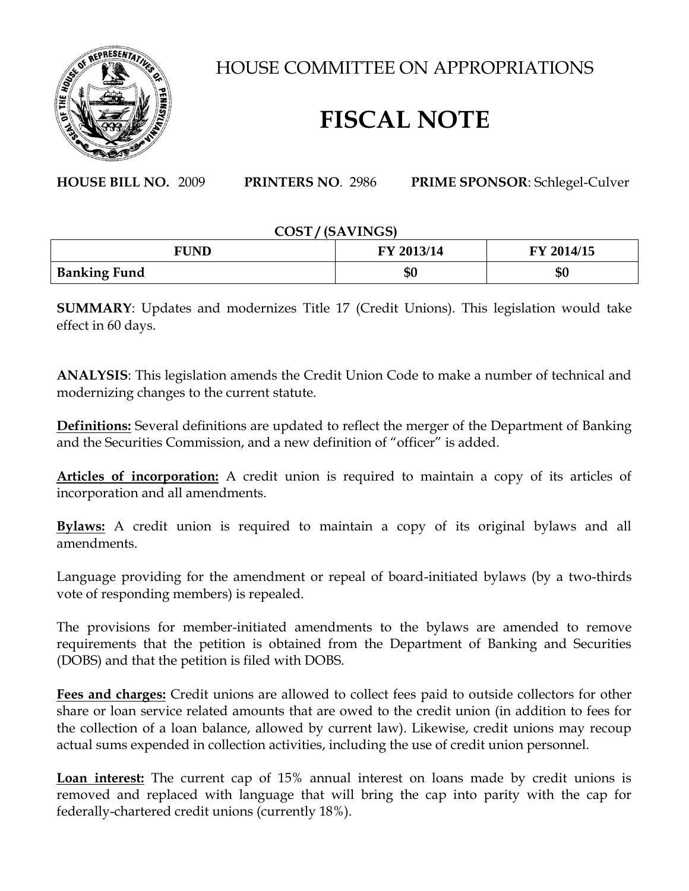# HOUSE COMMITTEE ON APPROPRIATIONS

# FISCAL NOTE

**HOUSE BILL NO.** 2009 **PRINTERS NO**. 2986 **PRIME SPONSOR**: Schlegel-Culver

**COST / (SAVINGS)**

| FUND | FY 2013/14 | FY 2014/15 |
|---|---|---|
| **Banking Fund** | **$0** | **$0** |

**SUMMARY**: Updates and modernizes Title 17 (Credit Unions). This legislation would take effect in 60 days.

**ANALYSIS**: This legislation amends the Credit Union Code to make a number of technical and modernizing changes to the current statute.

**Definitions:** Several definitions are updated to reflect the merger of the Department of Banking and the Securities Commission, and a new definition of "officer" is added.

**Articles of incorporation:** A credit union is required to maintain a copy of its articles of incorporation and all amendments.

**Bylaws:** A credit union is required to maintain a copy of its original bylaws and all amendments.

Language providing for the amendment or repeal of board-initiated bylaws (by a two-thirds vote of responding members) is repealed.

The provisions for member-initiated amendments to the bylaws are amended to remove requirements that the petition is obtained from the Department of Banking and Securities (DOBS) and that the petition is filed with DOBS.

**Fees and charges:** Credit unions are allowed to collect fees paid to outside collectors for other share or loan service related amounts that are owed to the credit union (in addition to fees for the collection of a loan balance, allowed by current law). Likewise, credit unions may recoup actual sums expended in collection activities, including the use of credit union personnel.

**Loan interest:** The current cap of 15% annual interest on loans made by credit unions is removed and replaced with language that will bring the cap into parity with the cap for federally-chartered credit unions (currently 18%).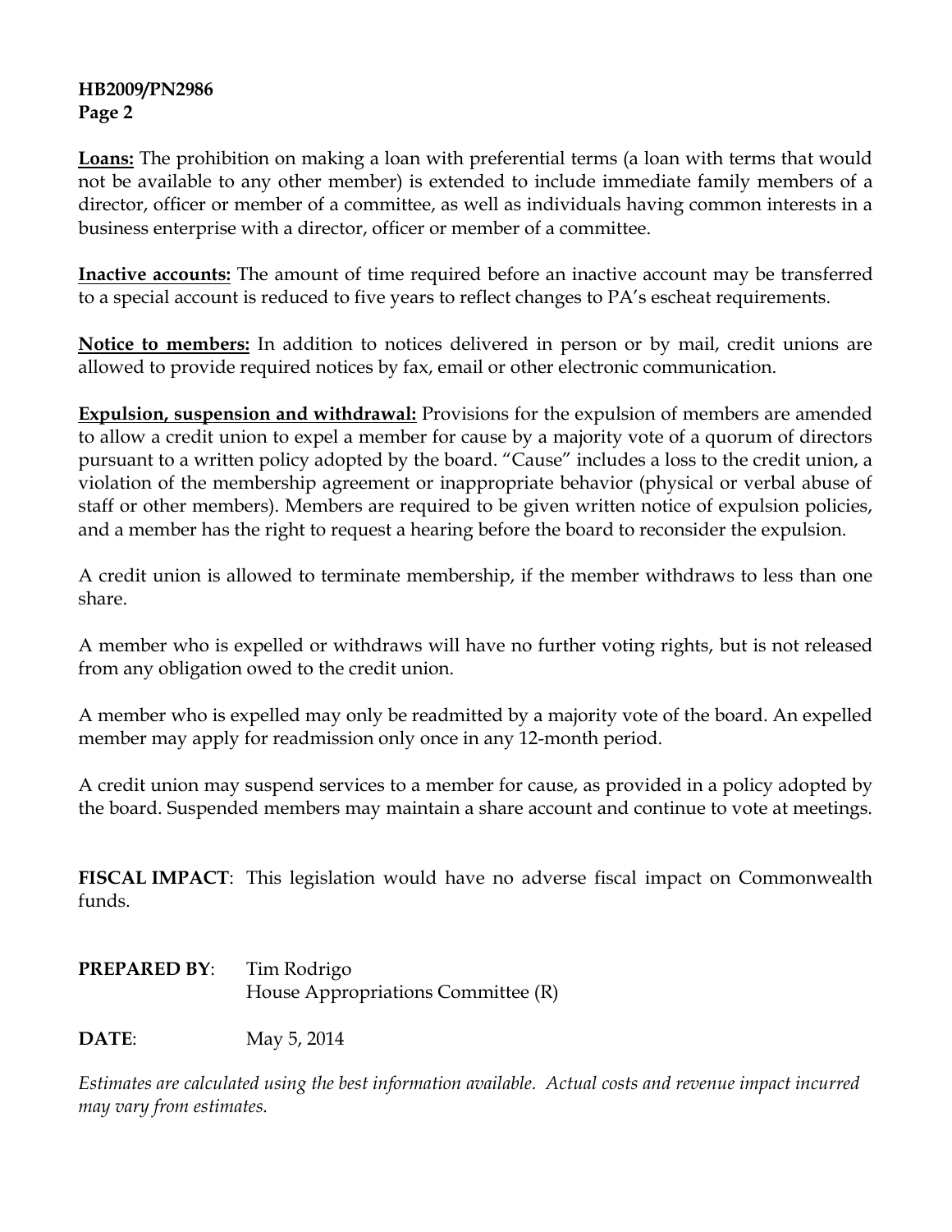**Loans:** The prohibition on making a loan with preferential terms (a loan with terms that would not be available to any other member) is extended to include immediate family members of a director, officer or member of a committee, as well as individuals having common interests in a business enterprise with a director, officer or member of a committee.

**Inactive accounts:** The amount of time required before an inactive account may be transferred to a special account is reduced to five years to reflect changes to PA's escheat requirements.

**Notice to members:** In addition to notices delivered in person or by mail, credit unions are allowed to provide required notices by fax, email or other electronic communication.

**Expulsion, suspension and withdrawal:** Provisions for the expulsion of members are amended to allow a credit union to expel a member for cause by a majority vote of a quorum of directors pursuant to a written policy adopted by the board. "Cause" includes a loss to the credit union, a violation of the membership agreement or inappropriate behavior (physical or verbal abuse of staff or other members). Members are required to be given written notice of expulsion policies, and a member has the right to request a hearing before the board to reconsider the expulsion.

A credit union is allowed to terminate membership, if the member withdraws to less than one share.

A member who is expelled or withdraws will have no further voting rights, but is not released from any obligation owed to the credit union.

A member who is expelled may only be readmitted by a majority vote of the board. An expelled member may apply for readmission only once in any 12-month period.

A credit union may suspend services to a member for cause, as provided in a policy adopted by the board. Suspended members may maintain a share account and continue to vote at meetings.

**FISCAL IMPACT**: This legislation would have no adverse fiscal impact on Commonwealth funds.

**PREPARED BY**: Tim Rodrigo
House Appropriations Committee (R)

**DATE**: May 5, 2014

*Estimates are calculated using the best information available. Actual costs and revenue impact incurred may vary from estimates.*